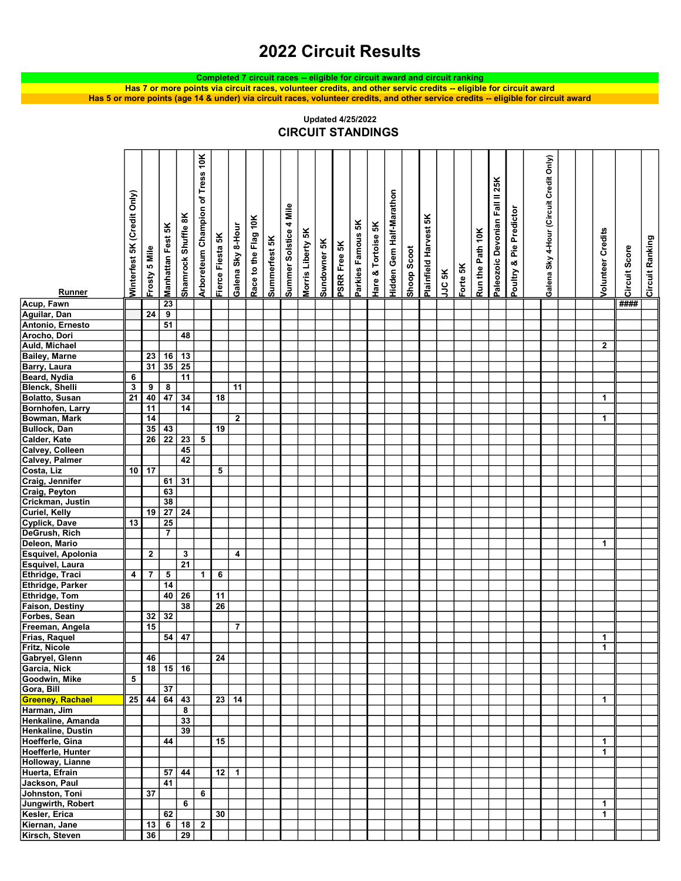# 2022 Circuit Results

**Completed 7 circuit races -- eligible for circuit award and circuit ranking**

**Has 7 or more points via circuit races, volunteer credits, and other servic credits -- eligible for circuit award**

**Has 5 or more points (age 14 & under) via circuit races, volunteer credits, and other service credits -- eligible for circuit award**

**Updated 4/25/2022**

## CIRCUIT STANDINGS

| Runner | Winterfest 5K (Credit Only) | Frosty 5 Mile | Manhattan Fest 5K | Shamrock Shuffle 8K | Arboreteum Champion of Tress 10K | Fierce Fiesta 5K | Galena Sky 8-Hour | Race to the Flag 10K | Summerfest 5K | Summer Solstice 4 Mile | Morris Liberty 5K | Sundowner 5K | PSRR Free 5K | Parkies Famous 5K | Hare & Tortoise 5K | Hidden Gem Half-Marathon | Shoop Scoot | Plainfield Harvest 5K | JJC 5K | Forte 5K | Run the Path 10K | Paleozoic Devonian Fall II 25K | Poultry & Pie Predictor | | Galena Sky 4-Hour (Circuit Credit Only) | | | Volunteer Credits | Circuit Score | Circuit Ranking |
|---|---|---|---|---|---|---|---|---|---|---|---|---|---|---|---|---|---|---|---|---|---|---|---|---|---|---|---|---|---|---|
| Acup, Fawn | | | 23 | | | | | | | | | | | | | | | | | | | | | | | | | | #### | |
| Aguilar, Dan | | 24 | 9 | | | | | | | | | | | | | | | | | | | | | | | | | | | |
| Antonio, Ernesto | | | 51 | | | | | | | | | | | | | | | | | | | | | | | | | | | |
| Arocho, Dori | | | | 48 | | | | | | | | | | | | | | | | | | | | | | | | | | |
| Auld, Michael | | | | | | | | | | | | | | | | | | | | | | | | | | | | 2 | | |
| Bailey, Marne | | 23 | 16 | 13 | | | | | | | | | | | | | | | | | | | | | | | | | | |
| Barry, Laura | | 31 | 35 | 25 | | | | | | | | | | | | | | | | | | | | | | | | | | |
| Beard, Nydia | 6 | | | 11 | | | | | | | | | | | | | | | | | | | | | | | | | | |
| Blenck, Shelli | 3 | 9 | 8 | | | | 11 | | | | | | | | | | | | | | | | | | | | | | | |
| Bolatto, Susan | 21 | 40 | 47 | 34 | | 18 | | | | | | | | | | | | | | | | | | | | | | 1 | | |
| Bornhofen, Larry | | 11 | | 14 | | | | | | | | | | | | | | | | | | | | | | | | | | |
| Bowman, Mark | | 14 | | | | | 2 | | | | | | | | | | | | | | | | | | | | | 1 | | |
| Bullock, Dan | | 35 | 43 | | | 19 | | | | | | | | | | | | | | | | | | | | | | | | |
| Calder, Kate | | 26 | 22 | 23 | 5 | | | | | | | | | | | | | | | | | | | | | | | | | |
| Calvey, Colleen | | | | 45 | | | | | | | | | | | | | | | | | | | | | | | | | | |
| Calvey, Palmer | | | | 42 | | | | | | | | | | | | | | | | | | | | | | | | | | |
| Costa, Liz | 10 | 17 | | | | 5 | | | | | | | | | | | | | | | | | | | | | | | | |
| Craig, Jennifer | | | 61 | 31 | | | | | | | | | | | | | | | | | | | | | | | | | | |
| Craig, Peyton | | | 63 | | | | | | | | | | | | | | | | | | | | | | | | | | | |
| Crickman, Justin | | | 38 | | | | | | | | | | | | | | | | | | | | | | | | | | | |
| Curiel, Kelly | | 19 | 27 | 24 | | | | | | | | | | | | | | | | | | | | | | | | | | |
| Cyplick, Dave | 13 | | 25 | | | | | | | | | | | | | | | | | | | | | | | | | | | |
| DeGrush, Rich | | | 7 | | | | | | | | | | | | | | | | | | | | | | | | | | | |
| Deleon, Mario | | | | | | | | | | | | | | | | | | | | | | | | | | | | 1 | | |
| Esquivel, Apolonia | | 2 | | 3 | | | 4 | | | | | | | | | | | | | | | | | | | | | | | |
| Esquivel, Laura | | | | 21 | | | | | | | | | | | | | | | | | | | | | | | | | | |
| Ethridge, Traci | 4 | 7 | 5 | | 1 | 6 | | | | | | | | | | | | | | | | | | | | | | | | |
| Ethridge, Parker | | | 14 | | | | | | | | | | | | | | | | | | | | | | | | | | | |
| Ethridge, Tom | | | 40 | 26 | | 11 | | | | | | | | | | | | | | | | | | | | | | | | |
| Faison, Destiny | | | | 38 | | 26 | | | | | | | | | | | | | | | | | | | | | | | | |
| Forbes, Sean | | 32 | 32 | | | | | | | | | | | | | | | | | | | | | | | | | | | |
| Freeman, Angela | | 15 | | | | | 7 | | | | | | | | | | | | | | | | | | | | | | | |
| Frias, Raquel | | | 54 | 47 | | | | | | | | | | | | | | | | | | | | | | | | 1 | | |
| Fritz, Nicole | | | | | | | | | | | | | | | | | | | | | | | | | | | | 1 | | |
| Gabryel, Glenn | | 46 | | | | 24 | | | | | | | | | | | | | | | | | | | | | | | | |
| Garcia, Nick | | 18 | 15 | 16 | | | | | | | | | | | | | | | | | | | | | | | | | | |
| Goodwin, Mike | 5 | | | | | | | | | | | | | | | | | | | | | | | | | | | | | |
| Gora, Bill | | | 37 | | | | | | | | | | | | | | | | | | | | | | | | | | | |
| Greeney, Rachael | 25 | 44 | 64 | 43 | | 23 | 14 | | | | | | | | | | | | | | | | | | | | | 1 | | |
| Harman, Jim | | | | 8 | | | | | | | | | | | | | | | | | | | | | | | | | | |
| Henkaline, Amanda | | | | 33 | | | | | | | | | | | | | | | | | | | | | | | | | | |
| Henkaline, Dustin | | | | 39 | | | | | | | | | | | | | | | | | | | | | | | | | | |
| Hoefferle, Gina | | | 44 | | | 15 | | | | | | | | | | | | | | | | | | | | | | 1 | | |
| Hoefferle, Hunter | | | | | | | | | | | | | | | | | | | | | | | | | | | | 1 | | |
| Holloway, Lianne | | | | | | | | | | | | | | | | | | | | | | | | | | | | | | |
| Huerta, Efrain | | | 57 | 44 | | 12 | 1 | | | | | | | | | | | | | | | | | | | | | | | |
| Jackson, Paul | | | 41 | | | | | | | | | | | | | | | | | | | | | | | | | | | |
| Johnston, Toni | | 37 | | | 6 | | | | | | | | | | | | | | | | | | | | | | | | | |
| Jungwirth, Robert | | | | 6 | | | | | | | | | | | | | | | | | | | | | | | | 1 | | |
| Kesler, Erica | | | 62 | | | 30 | | | | | | | | | | | | | | | | | | | | | | 1 | | |
| Kiernan, Jane | | 13 | 6 | 18 | 2 | | | | | | | | | | | | | | | | | | | | | | | | | |
| Kirsch, Steven | | 36 | | 29 | | | | | | | | | | | | | | | | | | | | | | | | | | |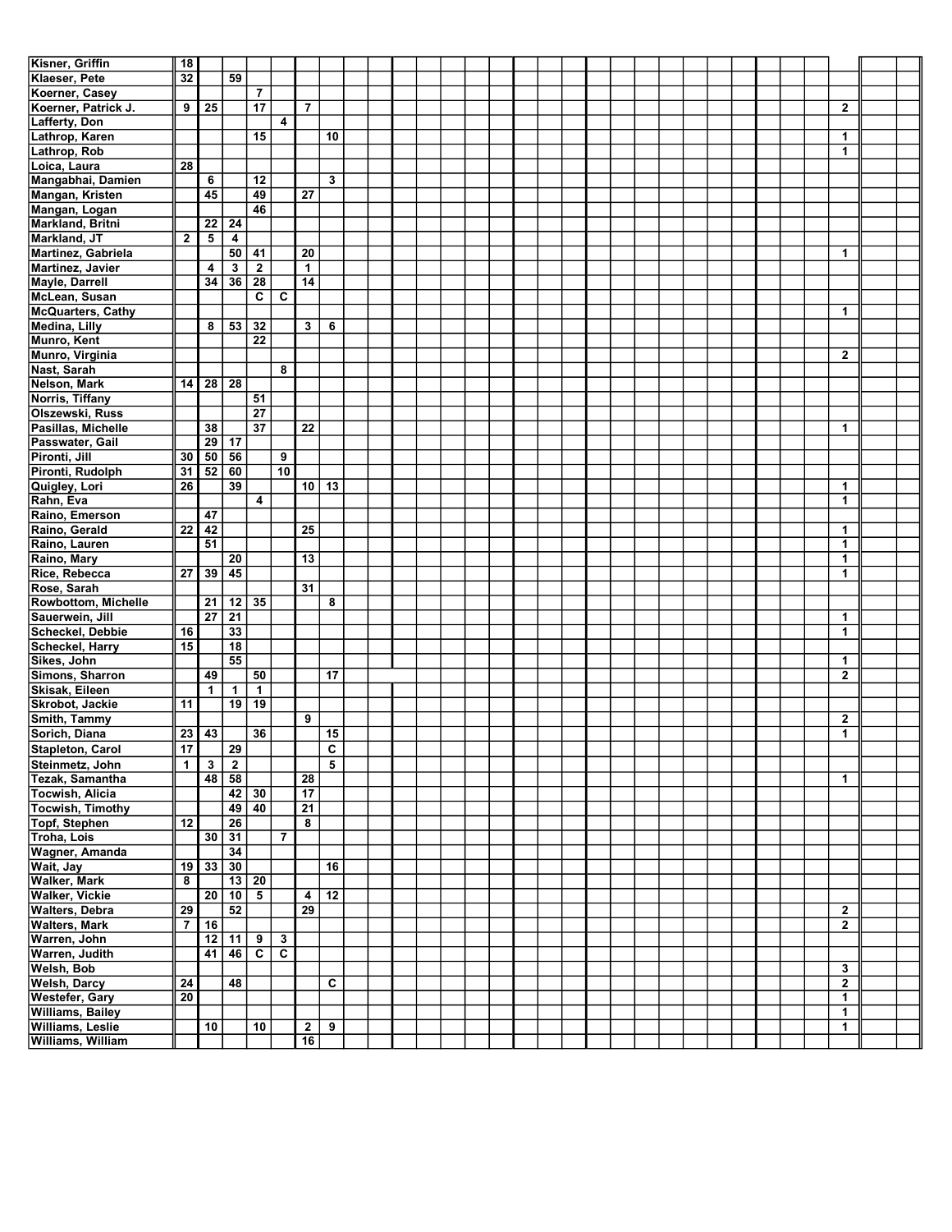| | | | | | | | | | | | | | | | | | | | | | | | | | | | | | | | |
|---|---|---|---|---|---|---|---|---|---|---|---|---|---|---|---|---|---|---|---|---|---|---|---|---|---|---|---|---|---|---|---|
| Kisner, Griffin | 18 | | | | | | | | | | | | | | | | | | | | | | | | | | | | | | |
| Klaeser, Pete | 32 | | 59 | | | | | | | | | | | | | | | | | | | | | | | | | | | | |
| Koerner, Casey | | | | 7 | | | | | | | | | | | | | | | | | | | | | | | | | | | |
| Koerner, Patrick J. | 9 | 25 | | 17 | | 7 | | | | | | | | | | | | | | | | | | | | | | 2 | | | |
| Lafferty, Don | | | | | 4 | | | | | | | | | | | | | | | | | | | | | | | | | | |
| Lathrop, Karen | | | | 15 | | | 10 | | | | | | | | | | | | | | | | | | | | | 1 | | | |
| Lathrop, Rob | | | | | | | | | | | | | | | | | | | | | | | | | | | | 1 | | | |
| Loica, Laura | 28 | | | | | | | | | | | | | | | | | | | | | | | | | | | | | | |
| Mangabhai, Damien | | 6 | | 12 | | | 3 | | | | | | | | | | | | | | | | | | | | | | | | |
| Mangan, Kristen | | 45 | | 49 | | 27 | | | | | | | | | | | | | | | | | | | | | | | | | |
| Mangan, Logan | | | | 46 | | | | | | | | | | | | | | | | | | | | | | | | | | | |
| Markland, Britni | | 22 | 24 | | | | | | | | | | | | | | | | | | | | | | | | | | | | |
| Markland, JT | 2 | 5 | 4 | | | | | | | | | | | | | | | | | | | | | | | | | | | | |
| Martinez, Gabriela | | | 50 | 41 | | 20 | | | | | | | | | | | | | | | | | | | | | | 1 | | | |
| Martinez, Javier | | 4 | 3 | 2 | | 1 | | | | | | | | | | | | | | | | | | | | | | | | | |
| Mayle, Darrell | | 34 | 36 | 28 | | 14 | | | | | | | | | | | | | | | | | | | | | | | | | |
| McLean, Susan | | | | C | C | | | | | | | | | | | | | | | | | | | | | | | | | | |
| McQuarters, Cathy | | | | | | | | | | | | | | | | | | | | | | | | | | | | 1 | | | |
| Medina, Lilly | | 8 | 53 | 32 | | 3 | 6 | | | | | | | | | | | | | | | | | | | | | | | | |
| Munro, Kent | | | | 22 | | | | | | | | | | | | | | | | | | | | | | | | | | | |
| Munro, Virginia | | | | | | | | | | | | | | | | | | | | | | | | | | | | 2 | | | |
| Nast, Sarah | | | | | 8 | | | | | | | | | | | | | | | | | | | | | | | | | | |
| Nelson, Mark | 14 | 28 | 28 | | | | | | | | | | | | | | | | | | | | | | | | | | | | |
| Norris, Tiffany | | | | 51 | | | | | | | | | | | | | | | | | | | | | | | | | | | |
| Olszewski, Russ | | | | 27 | | | | | | | | | | | | | | | | | | | | | | | | | | | |
| Pasillas, Michelle | | 38 | | 37 | | 22 | | | | | | | | | | | | | | | | | | | | | | 1 | | | |
| Passwater, Gail | | 29 | 17 | | | | | | | | | | | | | | | | | | | | | | | | | | | | |
| Pironti, Jill | 30 | 50 | 56 | | 9 | | | | | | | | | | | | | | | | | | | | | | | | | | |
| Pironti, Rudolph | 31 | 52 | 60 | | 10 | | | | | | | | | | | | | | | | | | | | | | | | | | |
| Quigley, Lori | 26 | | 39 | | | 10 | 13 | | | | | | | | | | | | | | | | | | | | | 1 | | | |
| Rahn, Eva | | | | 4 | | | | | | | | | | | | | | | | | | | | | | | | 1 | | | |
| Raino, Emerson | | 47 | | | | | | | | | | | | | | | | | | | | | | | | | | | | | |
| Raino, Gerald | 22 | 42 | | | | 25 | | | | | | | | | | | | | | | | | | | | | | 1 | | | |
| Raino, Lauren | | 51 | | | | | | | | | | | | | | | | | | | | | | | | | | 1 | | | |
| Raino, Mary | | | 20 | | | 13 | | | | | | | | | | | | | | | | | | | | | | 1 | | | |
| Rice, Rebecca | 27 | 39 | 45 | | | | | | | | | | | | | | | | | | | | | | | | | 1 | | | |
| Rose, Sarah | | | | | | 31 | | | | | | | | | | | | | | | | | | | | | | | | | |
| Rowbottom, Michelle | | 21 | 12 | 35 | | | 8 | | | | | | | | | | | | | | | | | | | | | | | | |
| Sauerwein, Jill | | 27 | 21 | | | | | | | | | | | | | | | | | | | | | | | | | 1 | | | |
| Scheckel, Debbie | 16 | | 33 | | | | | | | | | | | | | | | | | | | | | | | | | 1 | | | |
| Scheckel, Harry | 15 | | 18 | | | | | | | | | | | | | | | | | | | | | | | | | | | | |
| Sikes, John | | | 55 | | | | | | | | | | | | | | | | | | | | | | | | | 1 | | | |
| Simons, Sharron | | 49 | | 50 | | | 17 | | | | | | | | | | | | | | | | | | | | | 2 | | | |
| Skisak, Eileen | | 1 | 1 | 1 | | | | | | | | | | | | | | | | | | | | | | | | | | | |
| Skrobot, Jackie | 11 | | 19 | 19 | | | | | | | | | | | | | | | | | | | | | | | | | | | |
| Smith, Tammy | | | | | | 9 | | | | | | | | | | | | | | | | | | | | | | 2 | | | |
| Sorich, Diana | 23 | 43 | | 36 | | | 15 | | | | | | | | | | | | | | | | | | | | | 1 | | | |
| Stapleton, Carol | 17 | | 29 | | | | C | | | | | | | | | | | | | | | | | | | | | | | | |
| Steinmetz, John | 1 | 3 | 2 | | | | 5 | | | | | | | | | | | | | | | | | | | | | | | | |
| Tezak, Samantha | | 48 | 58 | | | 28 | | | | | | | | | | | | | | | | | | | | | | 1 | | | |
| Tocwish, Alicia | | | 42 | 30 | | 17 | | | | | | | | | | | | | | | | | | | | | | | | | |
| Tocwish, Timothy | | | 49 | 40 | | 21 | | | | | | | | | | | | | | | | | | | | | | | | | |
| Topf, Stephen | 12 | | 26 | | | 8 | | | | | | | | | | | | | | | | | | | | | | | | | |
| Troha, Lois | | 30 | 31 | | 7 | | | | | | | | | | | | | | | | | | | | | | | | | | |
| Wagner, Amanda | | | 34 | | | | | | | | | | | | | | | | | | | | | | | | | | | | |
| Wait, Jay | 19 | 33 | 30 | | | | 16 | | | | | | | | | | | | | | | | | | | | | | | | |
| Walker, Mark | 8 | | 13 | 20 | | | | | | | | | | | | | | | | | | | | | | | | | | | |
| Walker, Vickie | | 20 | 10 | 5 | | 4 | 12 | | | | | | | | | | | | | | | | | | | | | | | | |
| Walters, Debra | 29 | | 52 | | | 29 | | | | | | | | | | | | | | | | | | | | | | 2 | | | |
| Walters, Mark | 7 | 16 | | | | | | | | | | | | | | | | | | | | | | | | | | 2 | | | |
| Warren, John | | 12 | 11 | 9 | 3 | | | | | | | | | | | | | | | | | | | | | | | | | | |
| Warren, Judith | | 41 | 46 | C | C | | | | | | | | | | | | | | | | | | | | | | | | | | |
| Welsh, Bob | | | | | | | | | | | | | | | | | | | | | | | | | | | | 3 | | | |
| Welsh, Darcy | 24 | | 48 | | | | C | | | | | | | | | | | | | | | | | | | | | 2 | | | |
| Westefer, Gary | 20 | | | | | | | | | | | | | | | | | | | | | | | | | | | 1 | | | |
| Williams, Bailey | | | | | | | | | | | | | | | | | | | | | | | | | | | | 1 | | | |
| Williams, Leslie | | 10 | | 10 | | 2 | 9 | | | | | | | | | | | | | | | | | | | | | 1 | | | |
| Williams, William | | | | | | 16 | | | | | | | | | | | | | | | | | | | | | | | | | |